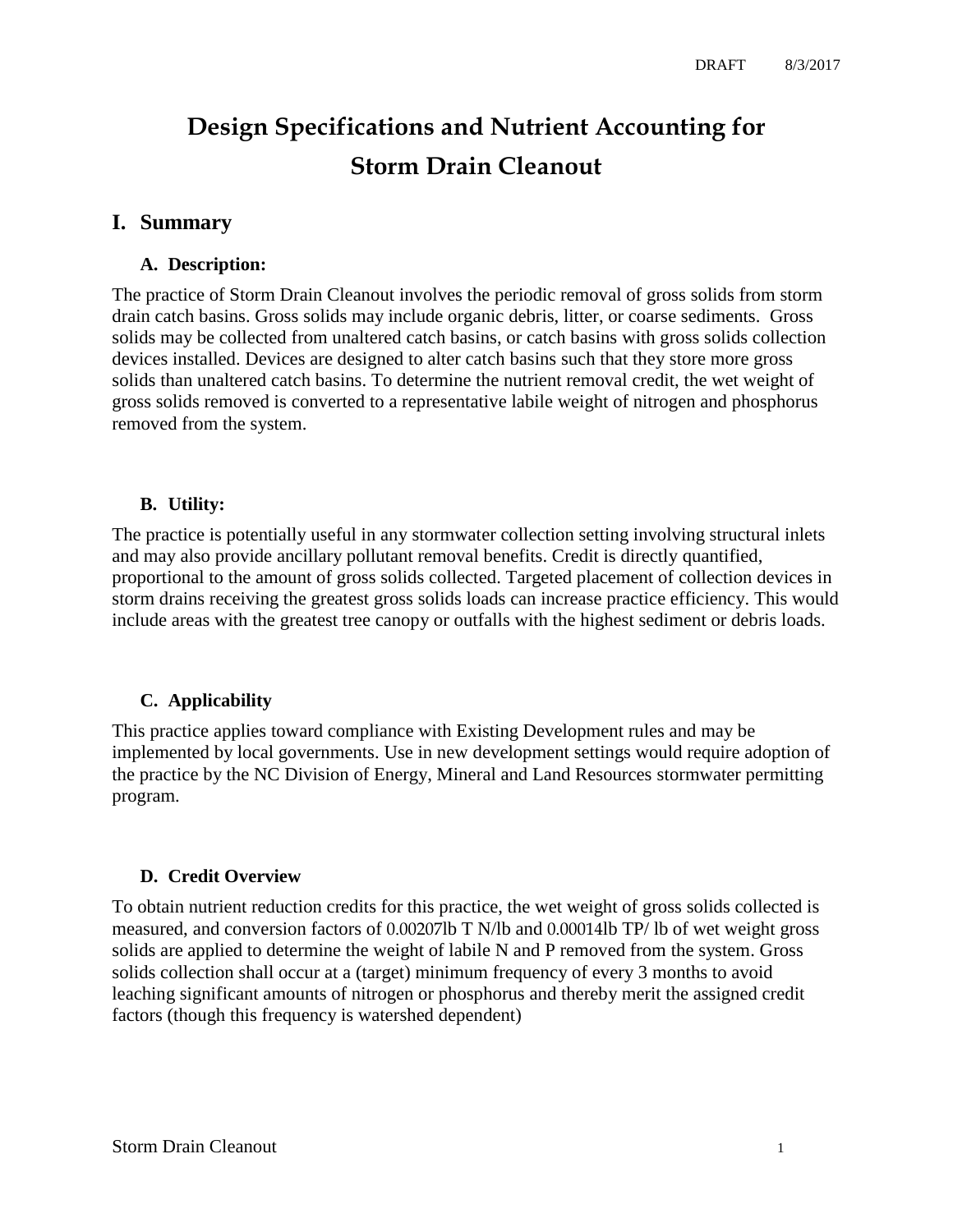# Design Specifications and Nutrient Accounting for Storm Drain Cleanout

## I. Summary

### A. Description:

The practice of Storm Drain Cleanout involves the periodic removal of gross solids from storm drain catch basins. Gross solids may include organic debris, litter, or coarse sediments. Gross solids may be collected from unaltered catch basins, or catch basins with gross solids collection devices installed. Devices are designed to alter catch basins such that they store more gross solids than unaltered catch basins. To determine the nutrient removal credit, the wet weight of gross solids removed is converted to a representative labile weight of nitrogen and phosphorus removed from the system.

### B. Utility:

The practice is potentially useful in any stormwater collection setting involving structural inlets and may also provide ancillary pollutant removal benefits. Credit is directly quantified, proportional to the amount of gross solids collected. Targeted placement of collection devices in storm drains receiving the greatest gross solids loads can increase practice efficiency. This would include areas with the greatest tree canopy or outfalls with the highest sediment or debris loads.

### C. Applicability

This practice applies toward compliance with Existing Development rules and may be implemented by local governments. Use in new development settings would require adoption of the practice by the NC Division of Energy, Mineral and Land Resources stormwater permitting program.

### D. Credit Overview

To obtain nutrient reduction credits for this practice, the wet weight of gross solids collected is measured, and conversion factors of 0.00207lb T N/lb and 0.00014lb TP/ lb of wet weight gross solids are applied to determine the weight of labile N and P removed from the system. Gross solids collection shall occur at a (target) minimum frequency of every 3 months to avoid leaching significant amounts of nitrogen or phosphorus and thereby merit the assigned credit factors (though this frequency is watershed dependent)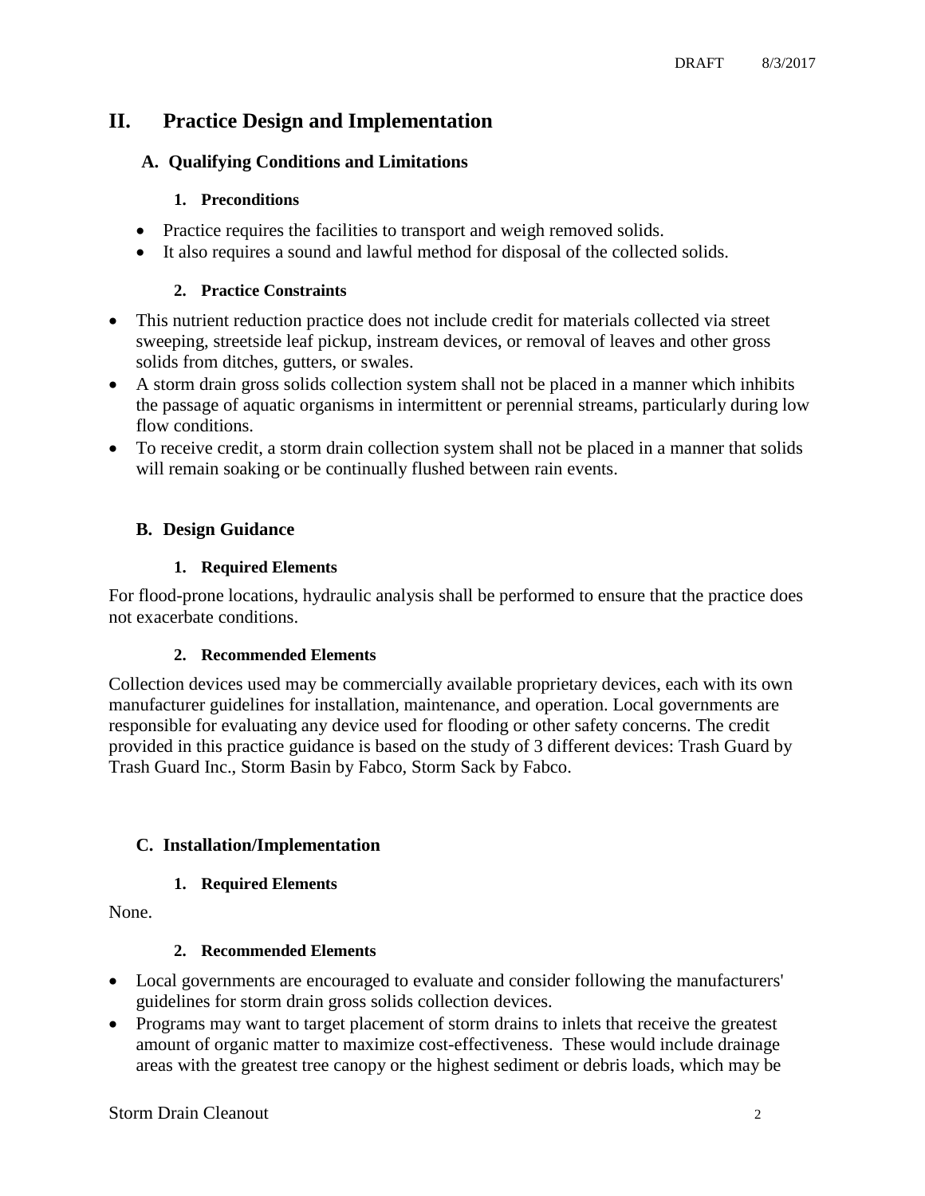# II. Practice Design and Implementation

## A. Qualifying Conditions and Limitations

### 1. Preconditions

- Practice requires the facilities to transport and weigh removed solids.
- It also requires a sound and lawful method for disposal of the collected solids.

### 2. Practice Constraints

- This nutrient reduction practice does not include credit for materials collected via street sweeping, streetside leaf pickup, instream devices, or removal of leaves and other gross solids from ditches, gutters, or swales.
- A storm drain gross solids collection system shall not be placed in a manner which inhibits the passage of aquatic organisms in intermittent or perennial streams, particularly during low flow conditions.
- To receive credit, a storm drain collection system shall not be placed in a manner that solids will remain soaking or be continually flushed between rain events.

## B. Design Guidance

### 1. Required Elements

For flood-prone locations, hydraulic analysis shall be performed to ensure that the practice does not exacerbate conditions.

### 2. Recommended Elements

Collection devices used may be commercially available proprietary devices, each with its own manufacturer guidelines for installation, maintenance, and operation. Local governments are responsible for evaluating any device used for flooding or other safety concerns. The credit provided in this practice guidance is based on the study of 3 different devices: Trash Guard by Trash Guard Inc., Storm Basin by Fabco, Storm Sack by Fabco.

## C. Installation/Implementation

### 1. Required Elements

None.

### 2. Recommended Elements

- Local governments are encouraged to evaluate and consider following the manufacturers' guidelines for storm drain gross solids collection devices.
- Programs may want to target placement of storm drains to inlets that receive the greatest amount of organic matter to maximize cost-effectiveness. These would include drainage areas with the greatest tree canopy or the highest sediment or debris loads, which may be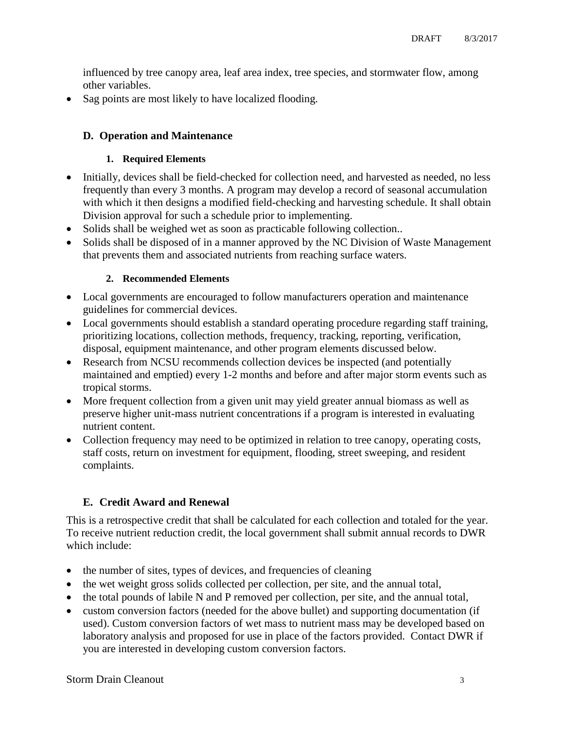influenced by tree canopy area, leaf area index, tree species, and stormwater flow, among other variables.

- Sag points are most likely to have localized flooding.

## D. Operation and Maintenance

### 1. Required Elements

- Initially, devices shall be field-checked for collection need, and harvested as needed, no less frequently than every 3 months. A program may develop a record of seasonal accumulation with which it then designs a modified field-checking and harvesting schedule. It shall obtain Division approval for such a schedule prior to implementing.
- Solids shall be weighed wet as soon as practicable following collection..
- Solids shall be disposed of in a manner approved by the NC Division of Waste Management that prevents them and associated nutrients from reaching surface waters.

### 2. Recommended Elements

- Local governments are encouraged to follow manufacturers operation and maintenance guidelines for commercial devices.
- Local governments should establish a standard operating procedure regarding staff training, prioritizing locations, collection methods, frequency, tracking, reporting, verification, disposal, equipment maintenance, and other program elements discussed below.
- Research from NCSU recommends collection devices be inspected (and potentially maintained and emptied) every 1-2 months and before and after major storm events such as tropical storms.
- More frequent collection from a given unit may yield greater annual biomass as well as preserve higher unit-mass nutrient concentrations if a program is interested in evaluating nutrient content.
- Collection frequency may need to be optimized in relation to tree canopy, operating costs, staff costs, return on investment for equipment, flooding, street sweeping, and resident complaints.

## E. Credit Award and Renewal

This is a retrospective credit that shall be calculated for each collection and totaled for the year. To receive nutrient reduction credit, the local government shall submit annual records to DWR which include:

- the number of sites, types of devices, and frequencies of cleaning
- the wet weight gross solids collected per collection, per site, and the annual total,
- the total pounds of labile N and P removed per collection, per site, and the annual total,
- custom conversion factors (needed for the above bullet) and supporting documentation (if used). Custom conversion factors of wet mass to nutrient mass may be developed based on laboratory analysis and proposed for use in place of the factors provided. Contact DWR if you are interested in developing custom conversion factors.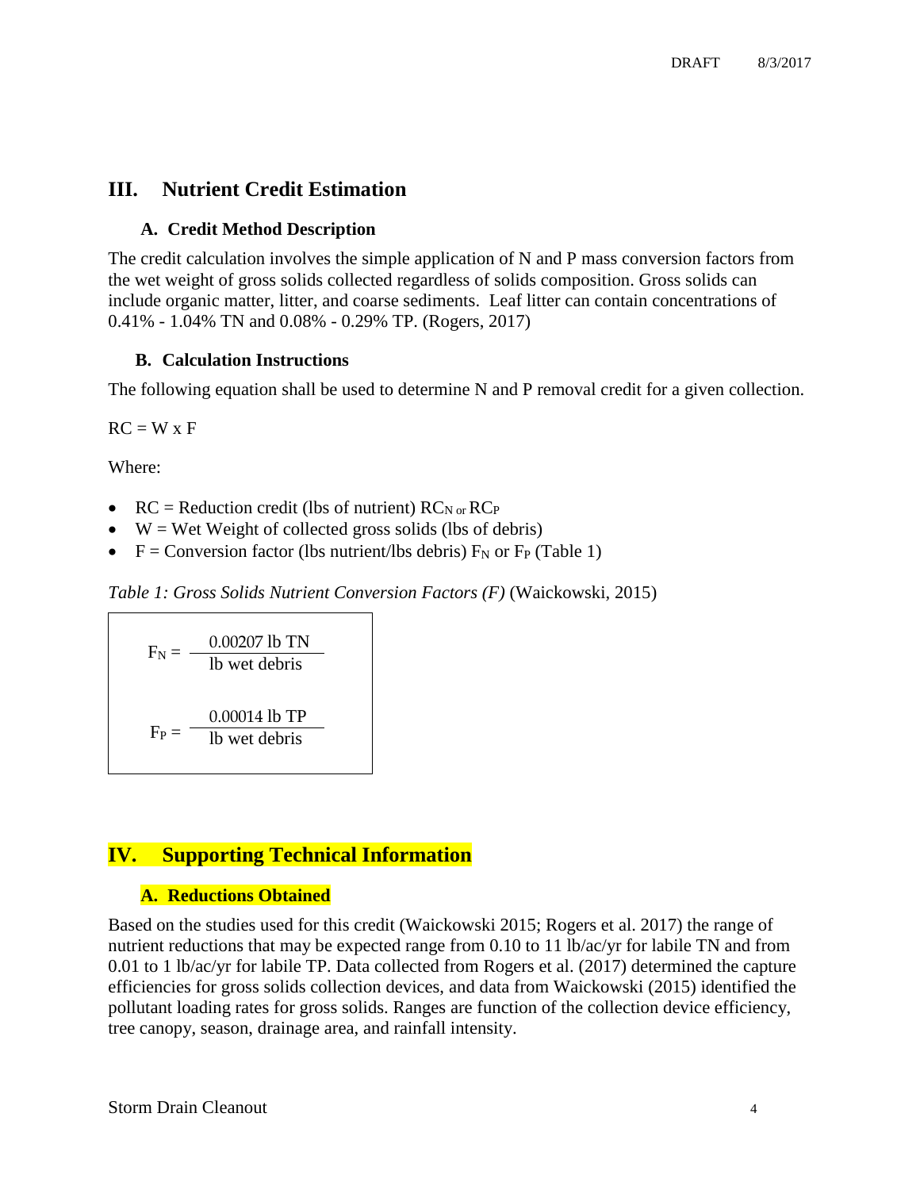## III. Nutrient Credit Estimation

### A. Credit Method Description

The credit calculation involves the simple application of N and P mass conversion factors from the wet weight of gross solids collected regardless of solids composition. Gross solids can include organic matter, litter, and coarse sediments. Leaf litter can contain concentrations of 0.41% - 1.04% TN and 0.08% - 0.29% TP. (Rogers, 2017)

### B. Calculation Instructions

The following equation shall be used to determine N and P removal credit for a given collection.

$$RC = W \times F$$

Where:

- RC = Reduction credit (lbs of nutrient) $RC_{N \text{ or }} RC_P$
- W = Wet Weight of collected gross solids (lbs of debris)
- F = Conversion factor (lbs nutrient/lbs debris) $F_N$ or $F_P$ (Table 1)

*Table 1: Gross Solids Nutrient Conversion Factors (F)* (Waickowski, 2015)

$$F_N = \frac{0.00207 \text{ lb TN}}{\text{lb wet debris}}$$

$$F_P = \frac{0.00014 \text{ lb TP}}{\text{lb wet debris}}$$

## IV. Supporting Technical Information

### A. Reductions Obtained

Based on the studies used for this credit (Waickowski 2015; Rogers et al. 2017) the range of nutrient reductions that may be expected range from 0.10 to 11 lb/ac/yr for labile TN and from 0.01 to 1 lb/ac/yr for labile TP. Data collected from Rogers et al. (2017) determined the capture efficiencies for gross solids collection devices, and data from Waickowski (2015) identified the pollutant loading rates for gross solids. Ranges are function of the collection device efficiency, tree canopy, season, drainage area, and rainfall intensity.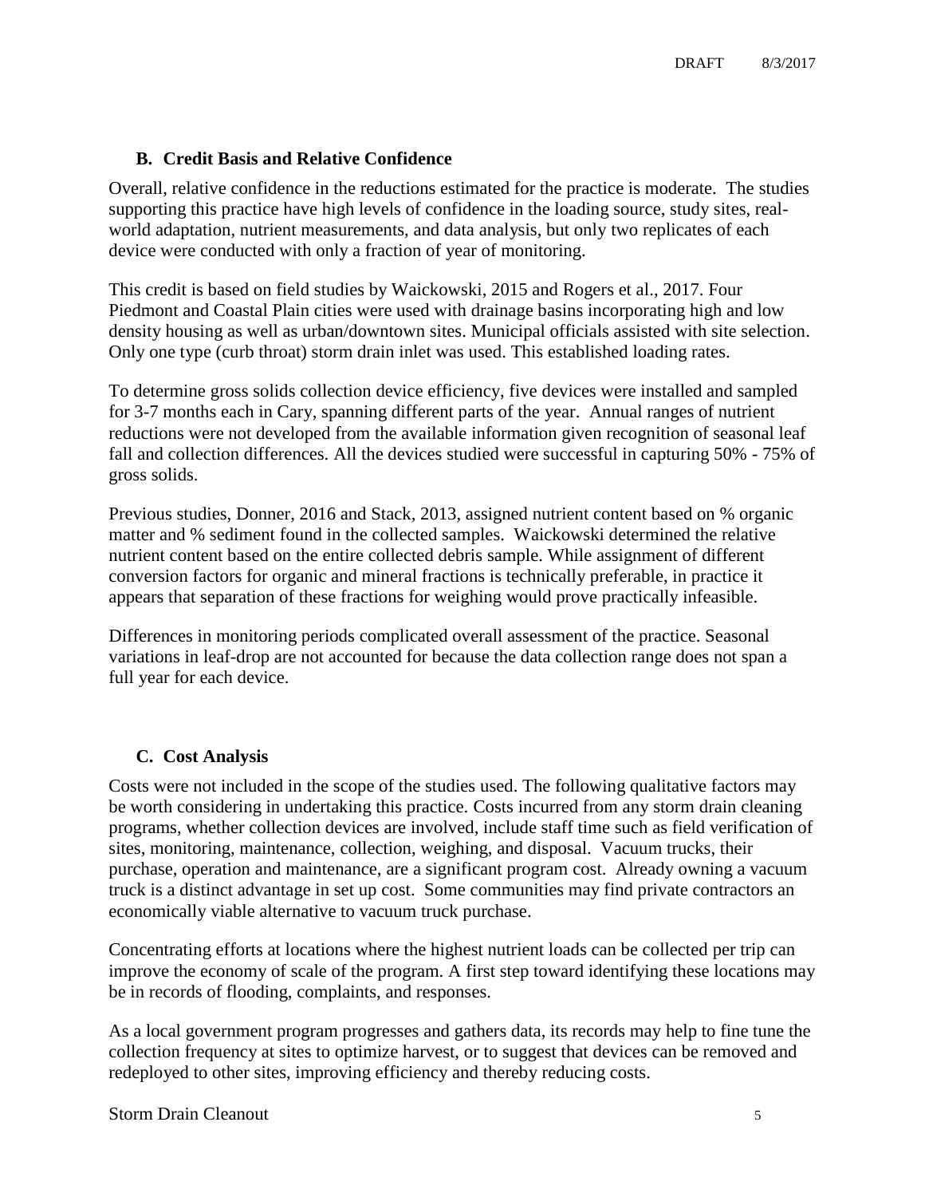### B. Credit Basis and Relative Confidence

Overall, relative confidence in the reductions estimated for the practice is moderate. The studies supporting this practice have high levels of confidence in the loading source, study sites, real-world adaptation, nutrient measurements, and data analysis, but only two replicates of each device were conducted with only a fraction of year of monitoring.

This credit is based on field studies by Waickowski, 2015 and Rogers et al., 2017. Four Piedmont and Coastal Plain cities were used with drainage basins incorporating high and low density housing as well as urban/downtown sites. Municipal officials assisted with site selection. Only one type (curb throat) storm drain inlet was used. This established loading rates.

To determine gross solids collection device efficiency, five devices were installed and sampled for 3-7 months each in Cary, spanning different parts of the year. Annual ranges of nutrient reductions were not developed from the available information given recognition of seasonal leaf fall and collection differences. All the devices studied were successful in capturing 50% - 75% of gross solids.

Previous studies, Donner, 2016 and Stack, 2013, assigned nutrient content based on % organic matter and % sediment found in the collected samples. Waickowski determined the relative nutrient content based on the entire collected debris sample. While assignment of different conversion factors for organic and mineral fractions is technically preferable, in practice it appears that separation of these fractions for weighing would prove practically infeasible.

Differences in monitoring periods complicated overall assessment of the practice. Seasonal variations in leaf-drop are not accounted for because the data collection range does not span a full year for each device.

### C. Cost Analysis

Costs were not included in the scope of the studies used. The following qualitative factors may be worth considering in undertaking this practice. Costs incurred from any storm drain cleaning programs, whether collection devices are involved, include staff time such as field verification of sites, monitoring, maintenance, collection, weighing, and disposal. Vacuum trucks, their purchase, operation and maintenance, are a significant program cost. Already owning a vacuum truck is a distinct advantage in set up cost. Some communities may find private contractors an economically viable alternative to vacuum truck purchase.

Concentrating efforts at locations where the highest nutrient loads can be collected per trip can improve the economy of scale of the program. A first step toward identifying these locations may be in records of flooding, complaints, and responses.

As a local government program progresses and gathers data, its records may help to fine tune the collection frequency at sites to optimize harvest, or to suggest that devices can be removed and redeployed to other sites, improving efficiency and thereby reducing costs.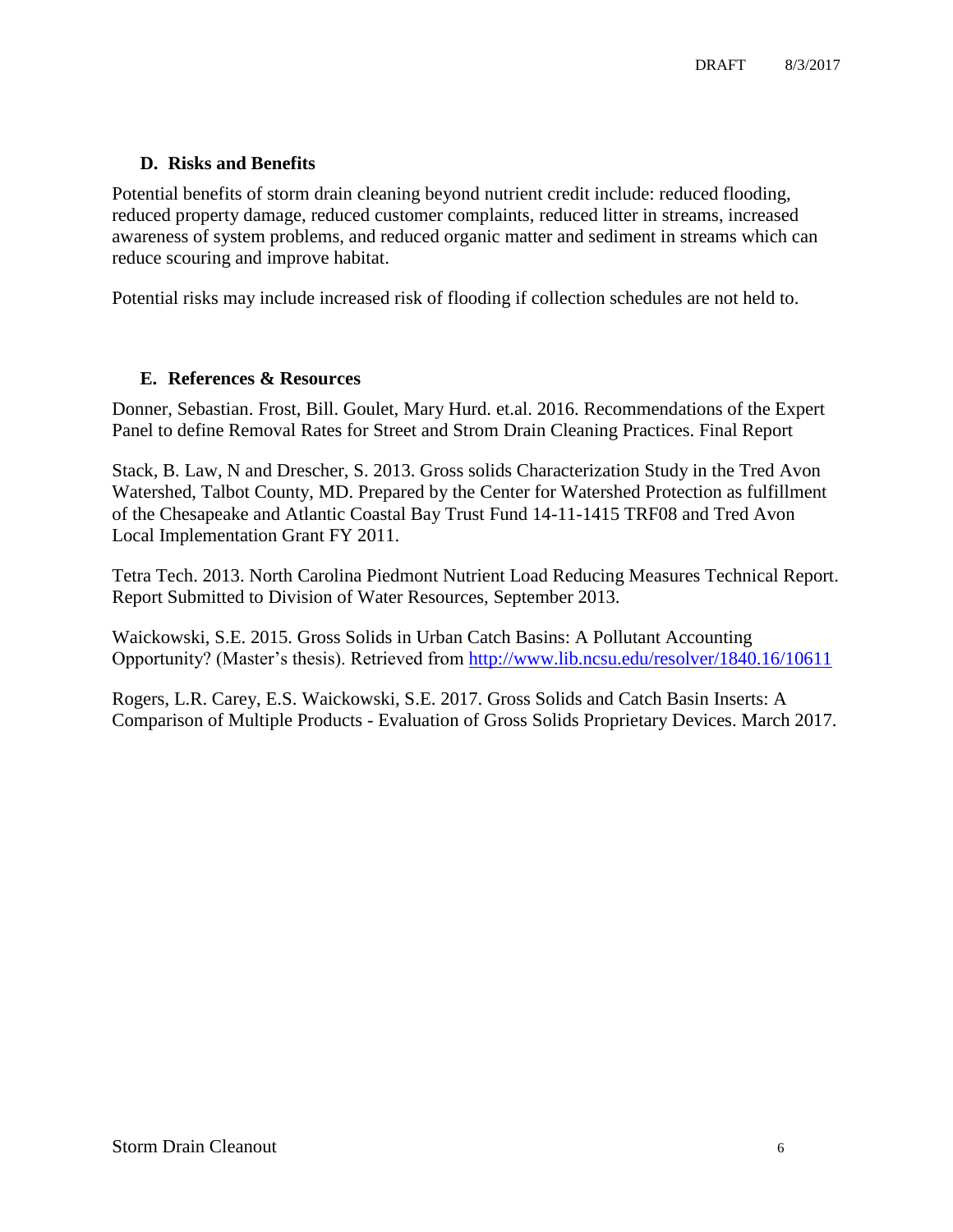### D. Risks and Benefits

Potential benefits of storm drain cleaning beyond nutrient credit include: reduced flooding, reduced property damage, reduced customer complaints, reduced litter in streams, increased awareness of system problems, and reduced organic matter and sediment in streams which can reduce scouring and improve habitat.

Potential risks may include increased risk of flooding if collection schedules are not held to.

### E. References & Resources

Donner, Sebastian. Frost, Bill. Goulet, Mary Hurd. et.al. 2016. Recommendations of the Expert Panel to define Removal Rates for Street and Strom Drain Cleaning Practices. Final Report

Stack, B. Law, N and Drescher, S. 2013. Gross solids Characterization Study in the Tred Avon Watershed, Talbot County, MD. Prepared by the Center for Watershed Protection as fulfillment of the Chesapeake and Atlantic Coastal Bay Trust Fund 14-11-1415 TRF08 and Tred Avon Local Implementation Grant FY 2011.

Tetra Tech. 2013. North Carolina Piedmont Nutrient Load Reducing Measures Technical Report. Report Submitted to Division of Water Resources, September 2013.

Waickowski, S.E. 2015. Gross Solids in Urban Catch Basins: A Pollutant Accounting Opportunity? (Master's thesis). Retrieved from http://www.lib.ncsu.edu/resolver/1840.16/10611

Rogers, L.R. Carey, E.S. Waickowski, S.E. 2017. Gross Solids and Catch Basin Inserts: A Comparison of Multiple Products - Evaluation of Gross Solids Proprietary Devices. March 2017.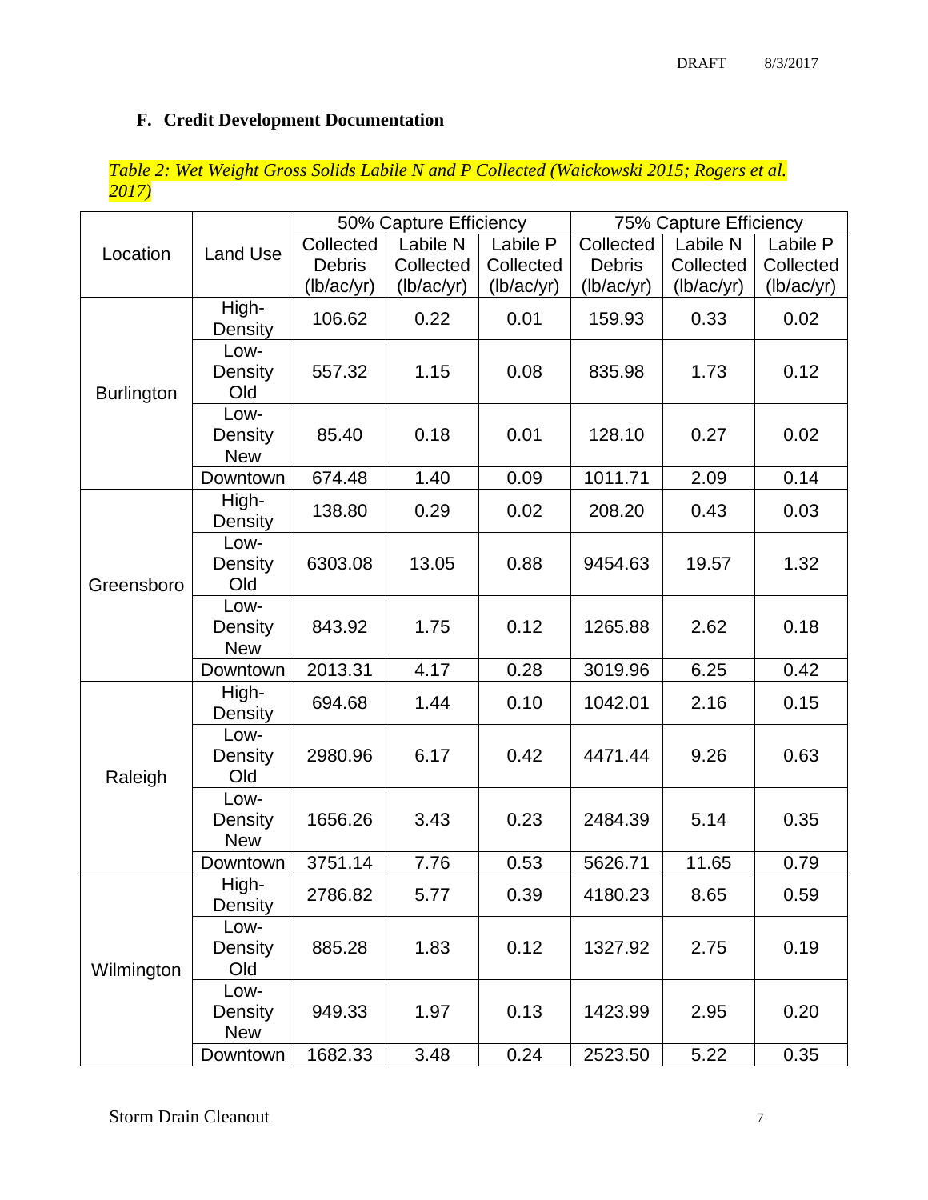## F. Credit Development Documentation

*Table 2: Wet Weight Gross Solids Labile N and P Collected (Waickowski 2015; Rogers et al. 2017)*

| Location | Land Use | 50% Capture Efficiency | | | 75% Capture Efficiency | | |
|---|---|---|---|---|---|---|---|
| | | Collected Debris (lb/ac/yr) | Labile N Collected (lb/ac/yr) | Labile P Collected (lb/ac/yr) | Collected Debris (lb/ac/yr) | Labile N Collected (lb/ac/yr) | Labile P Collected (lb/ac/yr) |
| Burlington | High-Density | 106.62 | 0.22 | 0.01 | 159.93 | 0.33 | 0.02 |
| | Low-Density Old | 557.32 | 1.15 | 0.08 | 835.98 | 1.73 | 0.12 |
| | Low-Density New | 85.40 | 0.18 | 0.01 | 128.10 | 0.27 | 0.02 |
| | Downtown | 674.48 | 1.40 | 0.09 | 1011.71 | 2.09 | 0.14 |
| Greensboro | High-Density | 138.80 | 0.29 | 0.02 | 208.20 | 0.43 | 0.03 |
| | Low-Density Old | 6303.08 | 13.05 | 0.88 | 9454.63 | 19.57 | 1.32 |
| | Low-Density New | 843.92 | 1.75 | 0.12 | 1265.88 | 2.62 | 0.18 |
| | Downtown | 2013.31 | 4.17 | 0.28 | 3019.96 | 6.25 | 0.42 |
| Raleigh | High-Density | 694.68 | 1.44 | 0.10 | 1042.01 | 2.16 | 0.15 |
| | Low-Density Old | 2980.96 | 6.17 | 0.42 | 4471.44 | 9.26 | 0.63 |
| | Low-Density New | 1656.26 | 3.43 | 0.23 | 2484.39 | 5.14 | 0.35 |
| | Downtown | 3751.14 | 7.76 | 0.53 | 5626.71 | 11.65 | 0.79 |
| Wilmington | High-Density | 2786.82 | 5.77 | 0.39 | 4180.23 | 8.65 | 0.59 |
| | Low-Density Old | 885.28 | 1.83 | 0.12 | 1327.92 | 2.75 | 0.19 |
| | Low-Density New | 949.33 | 1.97 | 0.13 | 1423.99 | 2.95 | 0.20 |
| | Downtown | 1682.33 | 3.48 | 0.24 | 2523.50 | 5.22 | 0.35 |